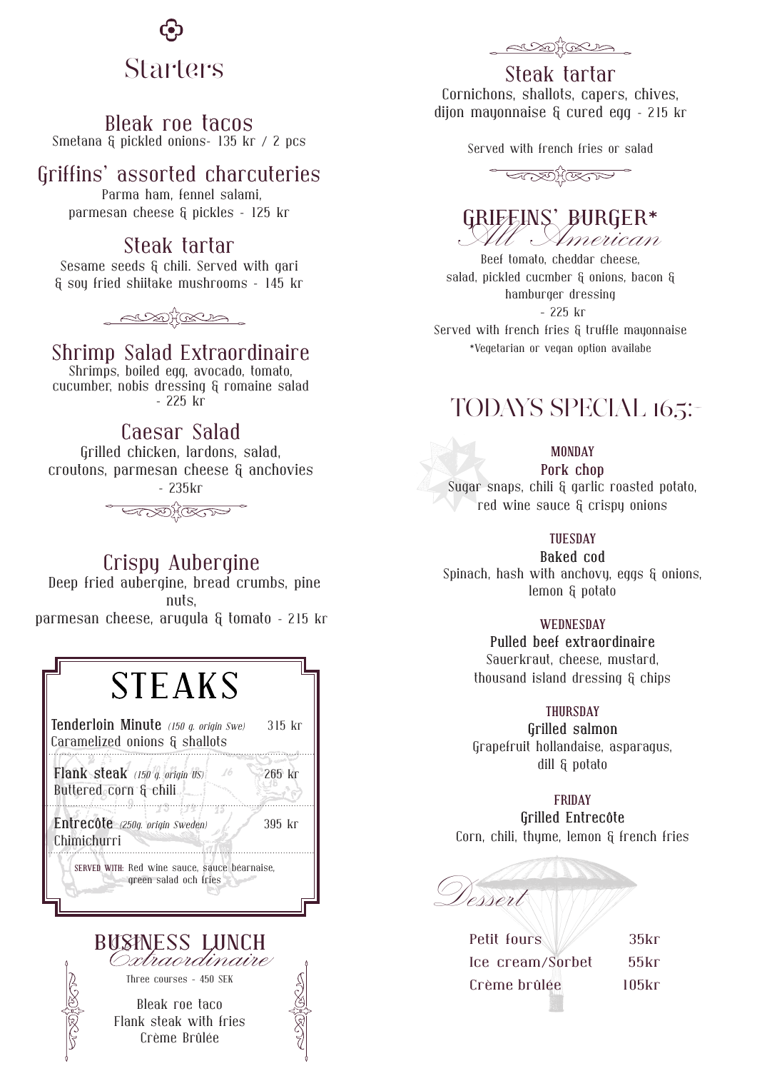# Starters

### Bleak roe tacos
Smetana & pickled onions- 135 kr / 2 pcs

### Griffins' assorted charcuteries
Parma ham, fennel salami,
parmesan cheese & pickles - 125 kr

### Steak tartar
Sesame seeds & chili. Served with gari
& soy fried shiitake mushrooms - 145 kr

### Shrimp Salad Extraordinaire
Shrimps, boiled egg, avocado, tomato,
cucumber, nobis dressing & romaine salad
- 225 kr

### Caesar Salad
Grilled chicken, lardons, salad,
croutons, parmesan cheese & anchovies
- 235kr

### Crispy Aubergine
Deep fried aubergine, bread crumbs, pine nuts,
parmesan cheese, arugula & tomato - 215 kr

# STEAKS

| | |
|---|---|
| **Tenderloin Minute** *(150 g. origin Swe)* Caramelized onions & shallots | 315 kr |
| **Flank steak** *(150 g. origin US)* Buttered corn & chili | 265 kr |
| **Entrecôte** *(250g. origin Sweden)* Chimichurri | 395 kr |

SERVED WITH: Red wine sauce, sauce béarnaise, green salad och fries

## BUSINESS LUNCH *Extraordinaire*
Three courses - 450 SEK

Bleak roe taco
Flank steak with fries
Crème Brûlée

### Steak tartar
Cornichons, shallots, capers, chives,
dijon mayonnaise & cured egg - 215 kr

Served with french fries or salad

## GRIFFINS' BURGER* *All American*
Beef tomato, cheddar cheese,
salad, pickled cucmber & onions, bacon &
hamburger dressing
- 225 kr
Served with french fries & truffle mayonnaise
*Vegetarian or vegan option availabe

## TODAYS SPECIAL 165:-

**MONDAY**
**Pork chop**
Sugar snaps, chili & garlic roasted potato,
red wine sauce & crispy onions

**TUESDAY**
**Baked cod**
Spinach, hash with anchovy, eggs & onions,
lemon & potato

**WEDNESDAY**
**Pulled beef extraordinaire**
Sauerkraut, cheese, mustard,
thousand island dressing & chips

**THURSDAY**
**Grilled salmon**
Grapefruit hollandaise, asparagus,
dill & potato

**FRIDAY**
**Grilled Entrecôte**
Corn, chili, thyme, lemon & french fries

## *Dessert*

| | |
|---|---|
| Petit fours | 35kr |
| Ice cream/Sorbet | 55kr |
| Crème brûlée | 105kr |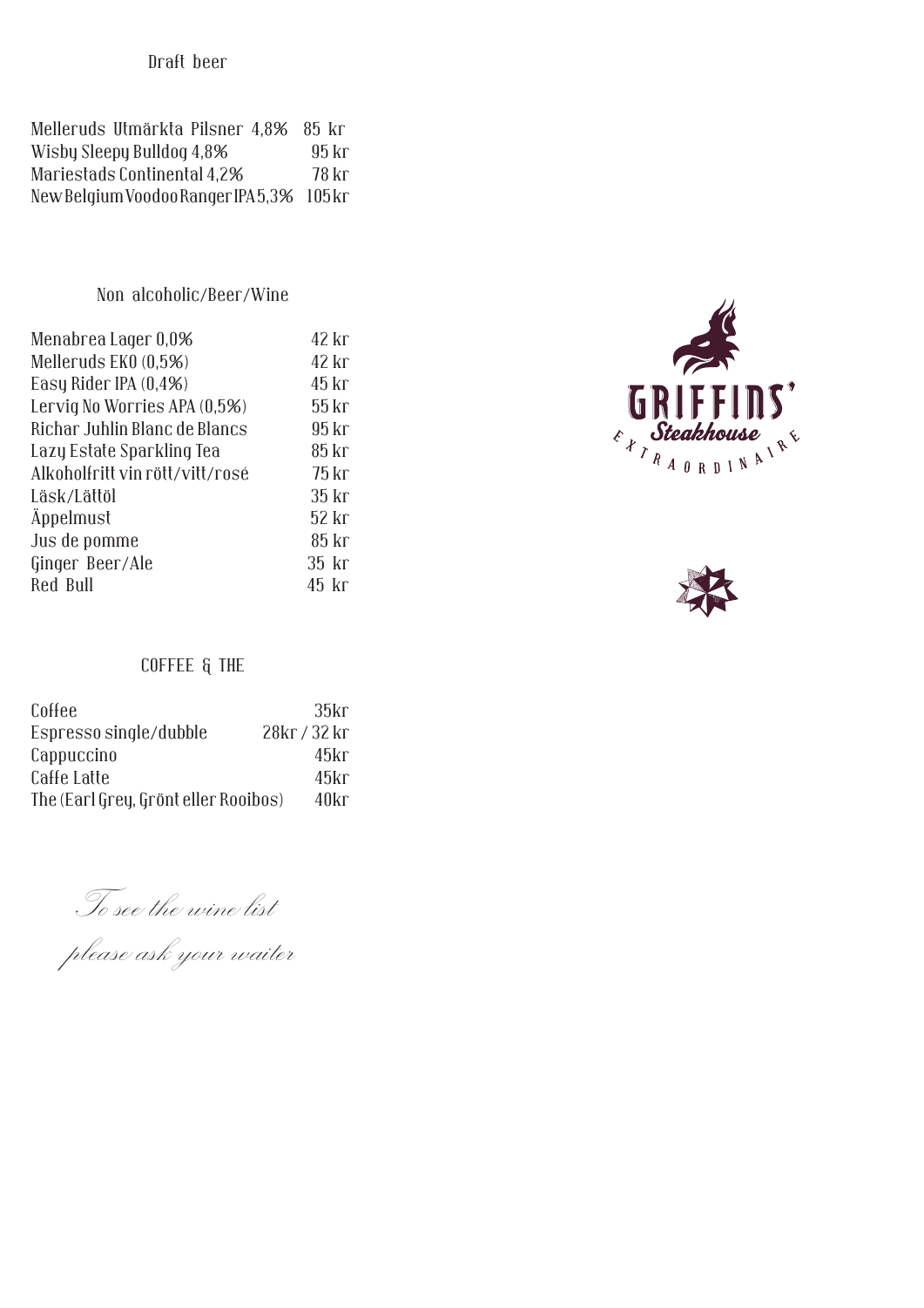## Draft beer

| | |
|---|---|
| Melleruds Utmärkta Pilsner 4,8% | 85 kr |
| Wisby Sleepy Bulldog 4,8% | 95 kr |
| Mariestads Continental 4,2% | 78 kr |
| New Belgium Voodoo Ranger IPA 5,3% | 105 kr |

## Non alcoholic/Beer/Wine

| | |
|---|---|
| Menabrea Lager 0,0% | 42 kr |
| Melleruds EKO (0,5%) | 42 kr |
| Easy Rider IPA (0,4%) | 45 kr |
| Lervig No Worries APA (0,5%) | 55 kr |
| Richar Juhlin Blanc de Blancs | 95 kr |
| Lazy Estate Sparkling Tea | 85 kr |
| Alkoholfritt vin rött/vitt/rosé | 75 kr |
| Läsk/Lättöl | 35 kr |
| Äppelmust | 52 kr |
| Jus de pomme | 85 kr |
| Ginger Beer/Ale | 35 kr |
| Red Bull | 45 kr |

GRIFFINS' Steakhouse

EXTRAORDINAIRE

## COFFEE & THE

| | |
|---|---|
| Coffee | 35kr |
| Espresso single/dubble | 28kr / 32 kr |
| Cappuccino | 45kr |
| Caffe Latte | 45kr |
| The (Earl Grey, Grönt eller Rooibos) | 40kr |

*To see the wine list*

*please ask your waiter*